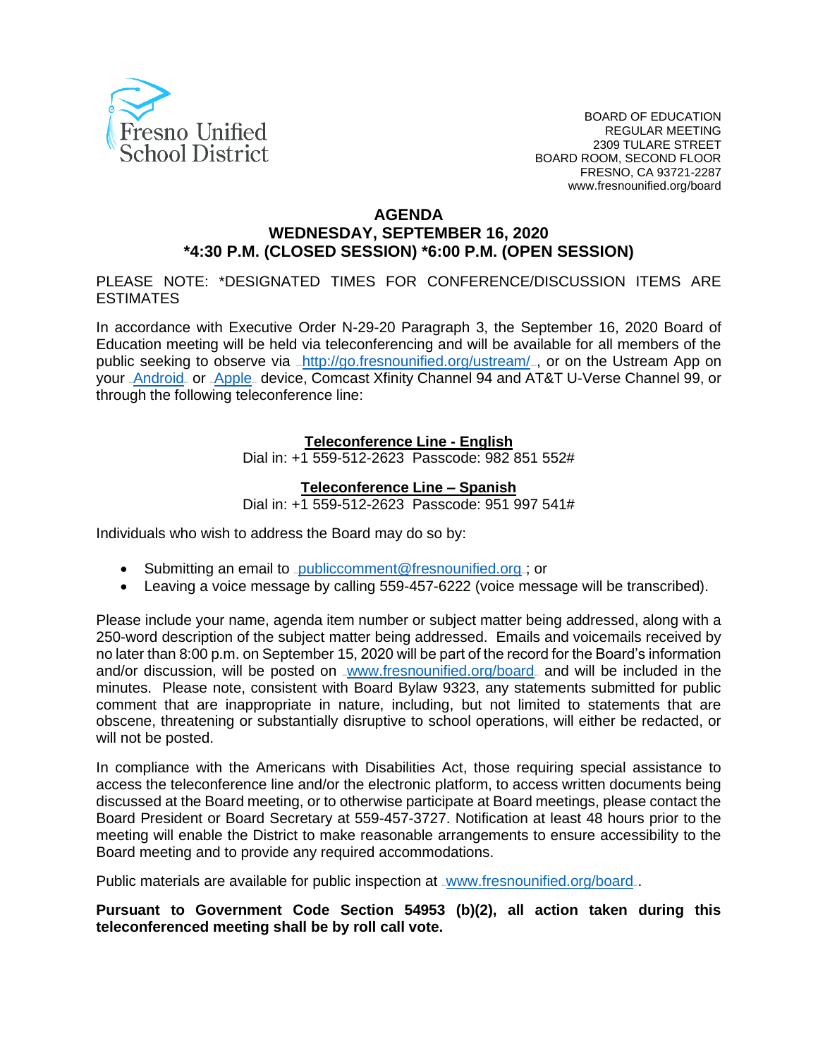Fresno Unified School District

BOARD OF EDUCATION
REGULAR MEETING
2309 TULARE STREET
BOARD ROOM, SECOND FLOOR
FRESNO, CA 93721-2287
www.fresnounified.org/board

# AGENDA
## WEDNESDAY, SEPTEMBER 16, 2020
## *4:30 P.M. (CLOSED SESSION) *6:00 P.M. (OPEN SESSION)

PLEASE NOTE: *DESIGNATED TIMES FOR CONFERENCE/DISCUSSION ITEMS ARE ESTIMATES

In accordance with Executive Order N-29-20 Paragraph 3, the September 16, 2020 Board of Education meeting will be held via teleconferencing and will be available for all members of the public seeking to observe via http://go.fresnounified.org/ustream/, or on the Ustream App on your Android or Apple device, Comcast Xfinity Channel 94 and AT&T U-Verse Channel 99, or through the following teleconference line:

**Teleconference Line - English**
Dial in: +1 559-512-2623 Passcode: 982 851 552#

**Teleconference Line – Spanish**
Dial in: +1 559-512-2623 Passcode: 951 997 541#

Individuals who wish to address the Board may do so by:

- Submitting an email to publiccomment@fresnounified.org; or
- Leaving a voice message by calling 559-457-6222 (voice message will be transcribed).

Please include your name, agenda item number or subject matter being addressed, along with a 250-word description of the subject matter being addressed. Emails and voicemails received by no later than 8:00 p.m. on September 15, 2020 will be part of the record for the Board's information and/or discussion, will be posted on www.fresnounified.org/board and will be included in the minutes. Please note, consistent with Board Bylaw 9323, any statements submitted for public comment that are inappropriate in nature, including, but not limited to statements that are obscene, threatening or substantially disruptive to school operations, will either be redacted, or will not be posted.

In compliance with the Americans with Disabilities Act, those requiring special assistance to access the teleconference line and/or the electronic platform, to access written documents being discussed at the Board meeting, or to otherwise participate at Board meetings, please contact the Board President or Board Secretary at 559-457-3727. Notification at least 48 hours prior to the meeting will enable the District to make reasonable arrangements to ensure accessibility to the Board meeting and to provide any required accommodations.

Public materials are available for public inspection at www.fresnounified.org/board.

**Pursuant to Government Code Section 54953 (b)(2), all action taken during this teleconferenced meeting shall be by roll call vote.**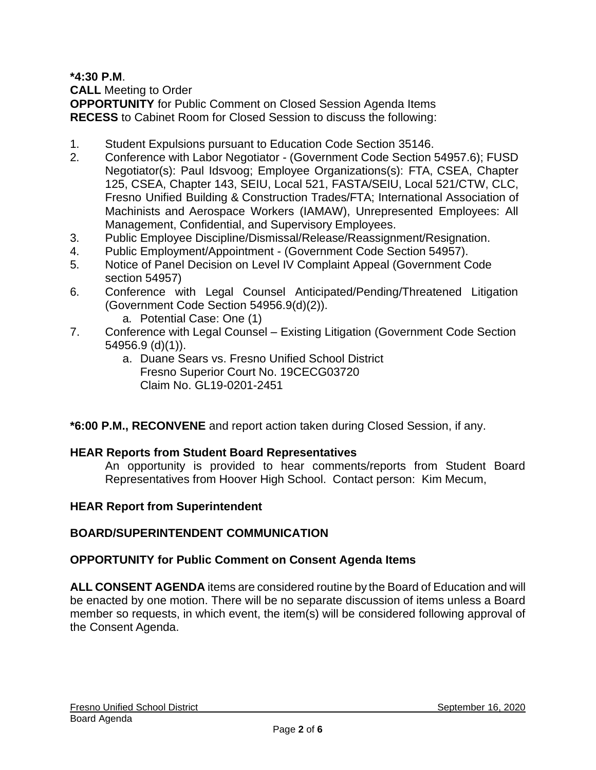**\*4:30 P.M**.
**CALL** Meeting to Order
**OPPORTUNITY** for Public Comment on Closed Session Agenda Items
**RECESS** to Cabinet Room for Closed Session to discuss the following:

1. Student Expulsions pursuant to Education Code Section 35146.
2. Conference with Labor Negotiator - (Government Code Section 54957.6); FUSD Negotiator(s): Paul Idsvoog; Employee Organizations(s): FTA, CSEA, Chapter 125, CSEA, Chapter 143, SEIU, Local 521, FASTA/SEIU, Local 521/CTW, CLC, Fresno Unified Building & Construction Trades/FTA; International Association of Machinists and Aerospace Workers (IAMAW), Unrepresented Employees: All Management, Confidential, and Supervisory Employees.
3. Public Employee Discipline/Dismissal/Release/Reassignment/Resignation.
4. Public Employment/Appointment - (Government Code Section 54957).
5. Notice of Panel Decision on Level IV Complaint Appeal (Government Code section 54957)
6. Conference with Legal Counsel Anticipated/Pending/Threatened Litigation (Government Code Section 54956.9(d)(2)).
   a. Potential Case: One (1)
7. Conference with Legal Counsel – Existing Litigation (Government Code Section 54956.9 (d)(1)).
   a. Duane Sears vs. Fresno Unified School District
      Fresno Superior Court No. 19CECG03720
      Claim No. GL19-0201-2451

**\*6:00 P.M., RECONVENE** and report action taken during Closed Session, if any.

**HEAR Reports from Student Board Representatives**

An opportunity is provided to hear comments/reports from Student Board Representatives from Hoover High School. Contact person: Kim Mecum,

**HEAR Report from Superintendent**

**BOARD/SUPERINTENDENT COMMUNICATION**

**OPPORTUNITY for Public Comment on Consent Agenda Items**

**ALL CONSENT AGENDA** items are considered routine by the Board of Education and will be enacted by one motion. There will be no separate discussion of items unless a Board member so requests, in which event, the item(s) will be considered following approval of the Consent Agenda.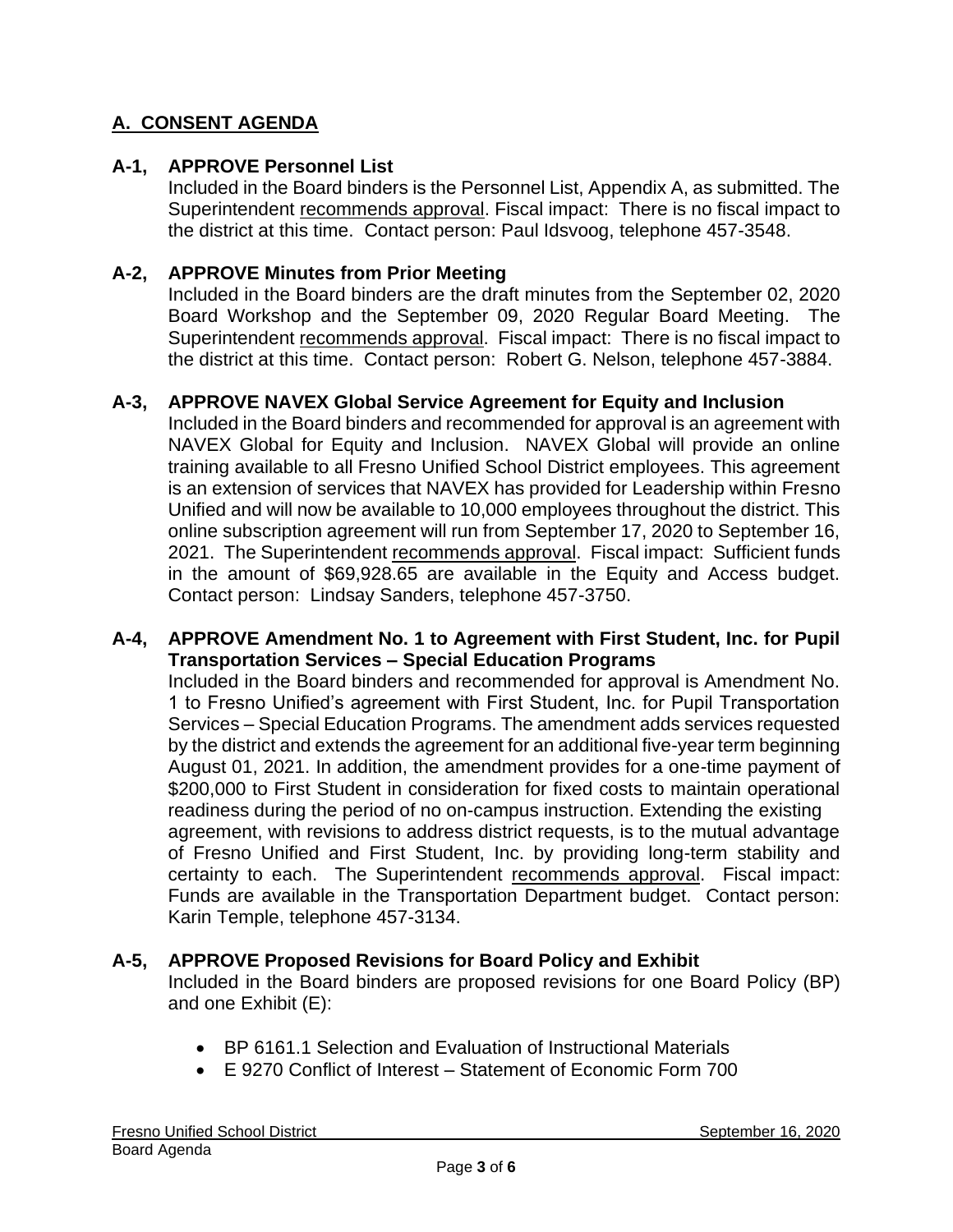## A. CONSENT AGENDA

### A-1, APPROVE Personnel List

Included in the Board binders is the Personnel List, Appendix A, as submitted. The Superintendent recommends approval. Fiscal impact: There is no fiscal impact to the district at this time. Contact person: Paul Idsvoog, telephone 457-3548.

### A-2, APPROVE Minutes from Prior Meeting

Included in the Board binders are the draft minutes from the September 02, 2020 Board Workshop and the September 09, 2020 Regular Board Meeting. The Superintendent recommends approval. Fiscal impact: There is no fiscal impact to the district at this time. Contact person: Robert G. Nelson, telephone 457-3884.

### A-3, APPROVE NAVEX Global Service Agreement for Equity and Inclusion

Included in the Board binders and recommended for approval is an agreement with NAVEX Global for Equity and Inclusion. NAVEX Global will provide an online training available to all Fresno Unified School District employees. This agreement is an extension of services that NAVEX has provided for Leadership within Fresno Unified and will now be available to 10,000 employees throughout the district. This online subscription agreement will run from September 17, 2020 to September 16, 2021. The Superintendent recommends approval. Fiscal impact: Sufficient funds in the amount of $69,928.65 are available in the Equity and Access budget. Contact person: Lindsay Sanders, telephone 457-3750.

### A-4, APPROVE Amendment No. 1 to Agreement with First Student, Inc. for Pupil Transportation Services – Special Education Programs

Included in the Board binders and recommended for approval is Amendment No. 1 to Fresno Unified's agreement with First Student, Inc. for Pupil Transportation Services – Special Education Programs. The amendment adds services requested by the district and extends the agreement for an additional five-year term beginning August 01, 2021. In addition, the amendment provides for a one-time payment of $200,000 to First Student in consideration for fixed costs to maintain operational readiness during the period of no on-campus instruction. Extending the existing agreement, with revisions to address district requests, is to the mutual advantage of Fresno Unified and First Student, Inc. by providing long-term stability and certainty to each. The Superintendent recommends approval. Fiscal impact: Funds are available in the Transportation Department budget. Contact person: Karin Temple, telephone 457-3134.

### A-5, APPROVE Proposed Revisions for Board Policy and Exhibit

Included in the Board binders are proposed revisions for one Board Policy (BP) and one Exhibit (E):

- BP 6161.1 Selection and Evaluation of Instructional Materials
- E 9270 Conflict of Interest – Statement of Economic Form 700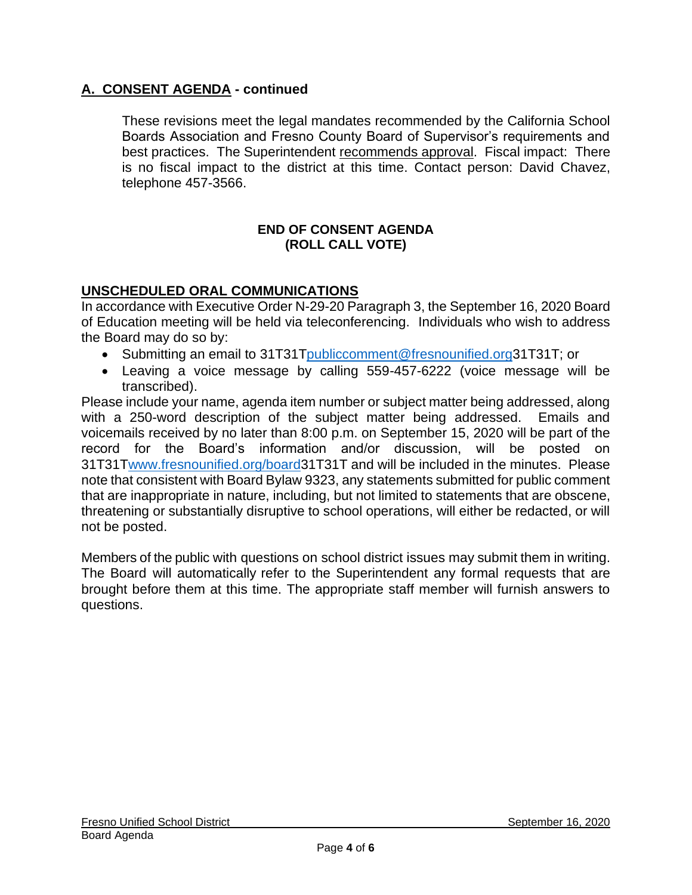## A. CONSENT AGENDA - continued

These revisions meet the legal mandates recommended by the California School Boards Association and Fresno County Board of Supervisor's requirements and best practices. The Superintendent recommends approval. Fiscal impact: There is no fiscal impact to the district at this time. Contact person: David Chavez, telephone 457-3566.

**END OF CONSENT AGENDA**
**(ROLL CALL VOTE)**

## UNSCHEDULED ORAL COMMUNICATIONS

In accordance with Executive Order N-29-20 Paragraph 3, the September 16, 2020 Board of Education meeting will be held via teleconferencing. Individuals who wish to address the Board may do so by:

- Submitting an email to 31T31Tpubliccomment@fresnounified.org31T31T; or
- Leaving a voice message by calling 559-457-6222 (voice message will be transcribed).

Please include your name, agenda item number or subject matter being addressed, along with a 250-word description of the subject matter being addressed. Emails and voicemails received by no later than 8:00 p.m. on September 15, 2020 will be part of the record for the Board's information and/or discussion, will be posted on 31T31Twww.fresnounified.org/board31T31T and will be included in the minutes. Please note that consistent with Board Bylaw 9323, any statements submitted for public comment that are inappropriate in nature, including, but not limited to statements that are obscene, threatening or substantially disruptive to school operations, will either be redacted, or will not be posted.

Members of the public with questions on school district issues may submit them in writing. The Board will automatically refer to the Superintendent any formal requests that are brought before them at this time. The appropriate staff member will furnish answers to questions.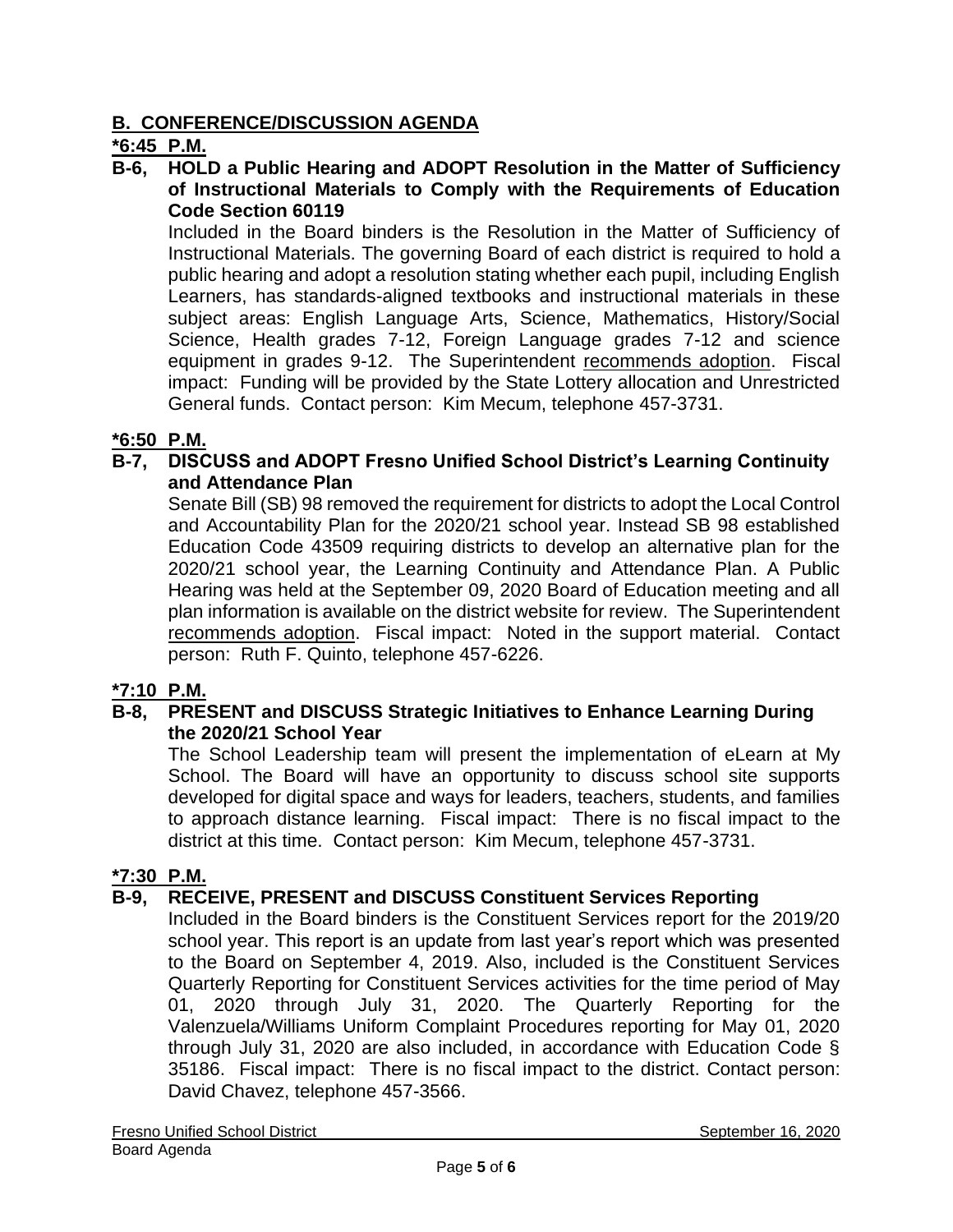## B. CONFERENCE/DISCUSSION AGENDA

**\*6:45 P.M.**

**B-6, HOLD a Public Hearing and ADOPT Resolution in the Matter of Sufficiency of Instructional Materials to Comply with the Requirements of Education Code Section 60119**

Included in the Board binders is the Resolution in the Matter of Sufficiency of Instructional Materials. The governing Board of each district is required to hold a public hearing and adopt a resolution stating whether each pupil, including English Learners, has standards-aligned textbooks and instructional materials in these subject areas: English Language Arts, Science, Mathematics, History/Social Science, Health grades 7-12, Foreign Language grades 7-12 and science equipment in grades 9-12. The Superintendent recommends adoption. Fiscal impact: Funding will be provided by the State Lottery allocation and Unrestricted General funds. Contact person: Kim Mecum, telephone 457-3731.

**\*6:50 P.M.**

**B-7, DISCUSS and ADOPT Fresno Unified School District's Learning Continuity and Attendance Plan**

Senate Bill (SB) 98 removed the requirement for districts to adopt the Local Control and Accountability Plan for the 2020/21 school year. Instead SB 98 established Education Code 43509 requiring districts to develop an alternative plan for the 2020/21 school year, the Learning Continuity and Attendance Plan. A Public Hearing was held at the September 09, 2020 Board of Education meeting and all plan information is available on the district website for review. The Superintendent recommends adoption. Fiscal impact: Noted in the support material. Contact person: Ruth F. Quinto, telephone 457-6226.

**\*7:10 P.M.**

**B-8, PRESENT and DISCUSS Strategic Initiatives to Enhance Learning During the 2020/21 School Year**

The School Leadership team will present the implementation of eLearn at My School. The Board will have an opportunity to discuss school site supports developed for digital space and ways for leaders, teachers, students, and families to approach distance learning. Fiscal impact: There is no fiscal impact to the district at this time. Contact person: Kim Mecum, telephone 457-3731.

**\*7:30 P.M.**

**B-9, RECEIVE, PRESENT and DISCUSS Constituent Services Reporting**

Included in the Board binders is the Constituent Services report for the 2019/20 school year. This report is an update from last year's report which was presented to the Board on September 4, 2019. Also, included is the Constituent Services Quarterly Reporting for Constituent Services activities for the time period of May 01, 2020 through July 31, 2020. The Quarterly Reporting for the Valenzuela/Williams Uniform Complaint Procedures reporting for May 01, 2020 through July 31, 2020 are also included, in accordance with Education Code § 35186. Fiscal impact: There is no fiscal impact to the district. Contact person: David Chavez, telephone 457-3566.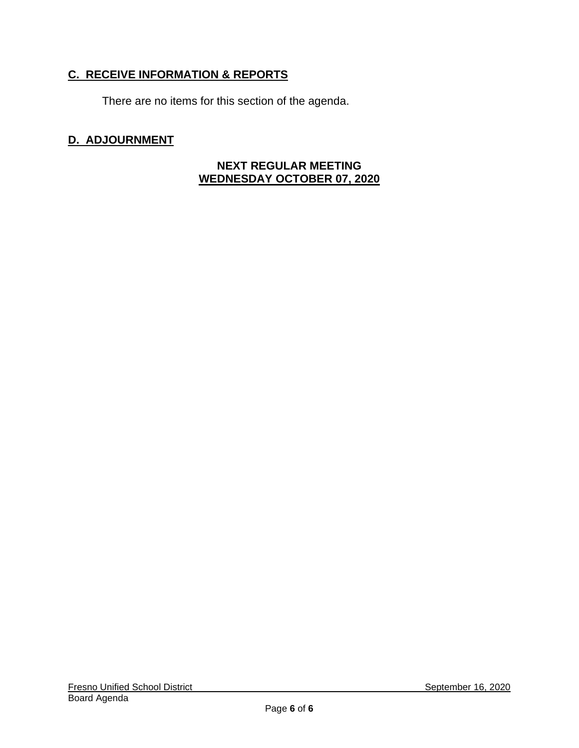## C. RECEIVE INFORMATION & REPORTS

There are no items for this section of the agenda.

## D. ADJOURNMENT

**NEXT REGULAR MEETING**
**WEDNESDAY OCTOBER 07, 2020**